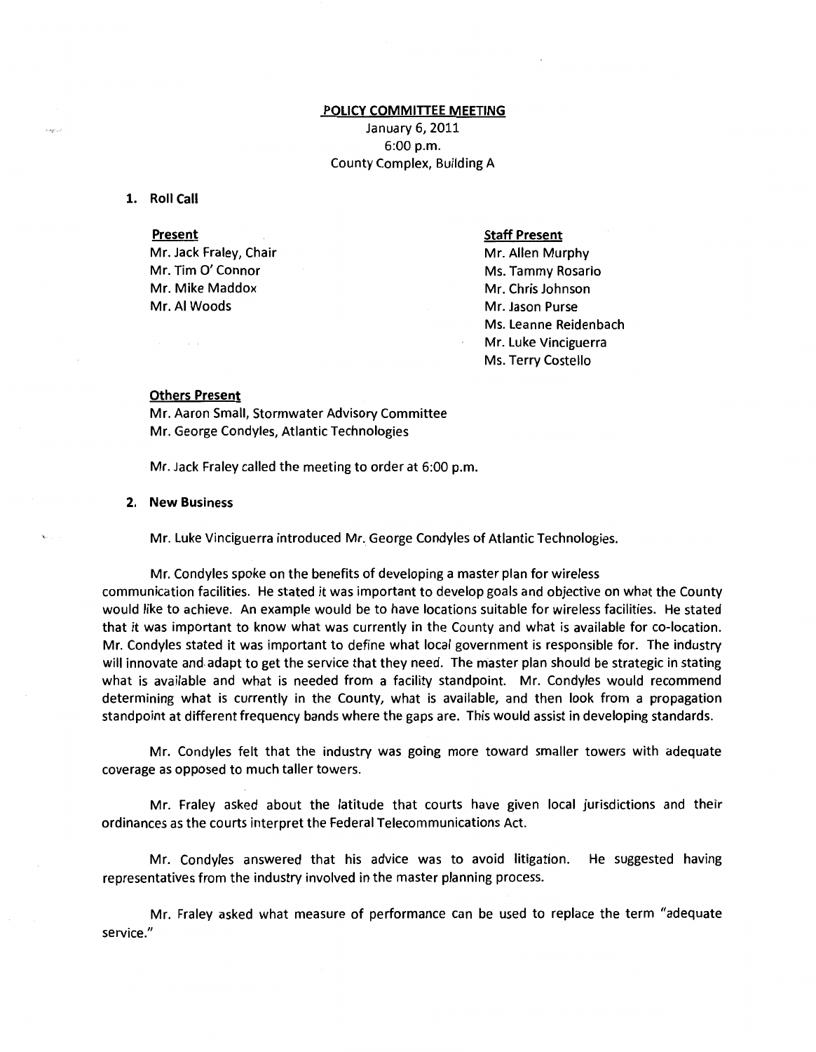# POLICY COMMITTEE MEETING

January 6, 2011
6:00 p.m.
County Complex, Building A

**1. Roll Call**

**Present**

Mr. Jack Fraley, Chair
Mr. Tim O' Connor
Mr. Mike Maddox
Mr. Al Woods

**Staff Present**

Mr. Allen Murphy
Ms. Tammy Rosario
Mr. Chris Johnson
Mr. Jason Purse
Ms. Leanne Reidenbach
Mr. Luke Vinciguerra
Ms. Terry Costello

**Others Present**

Mr. Aaron Small, Stormwater Advisory Committee
Mr. George Condyles, Atlantic Technologies

Mr. Jack Fraley called the meeting to order at 6:00 p.m.

**2. New Business**

Mr. Luke Vinciguerra introduced Mr. George Condyles of Atlantic Technologies.

Mr. Condyles spoke on the benefits of developing a master plan for wireless communication facilities. He stated it was important to develop goals and objective on what the County would like to achieve. An example would be to have locations suitable for wireless facilities. He stated that it was important to know what was currently in the County and what is available for co-location. Mr. Condyles stated it was important to define what local government is responsible for. The industry will innovate and adapt to get the service that they need. The master plan should be strategic in stating what is available and what is needed from a facility standpoint. Mr. Condyles would recommend determining what is currently in the County, what is available, and then look from a propagation standpoint at different frequency bands where the gaps are. This would assist in developing standards.

Mr. Condyles felt that the industry was going more toward smaller towers with adequate coverage as opposed to much taller towers.

Mr. Fraley asked about the latitude that courts have given local jurisdictions and their ordinances as the courts interpret the Federal Telecommunications Act.

Mr. Condyles answered that his advice was to avoid litigation. He suggested having representatives from the industry involved in the master planning process.

Mr. Fraley asked what measure of performance can be used to replace the term "adequate service."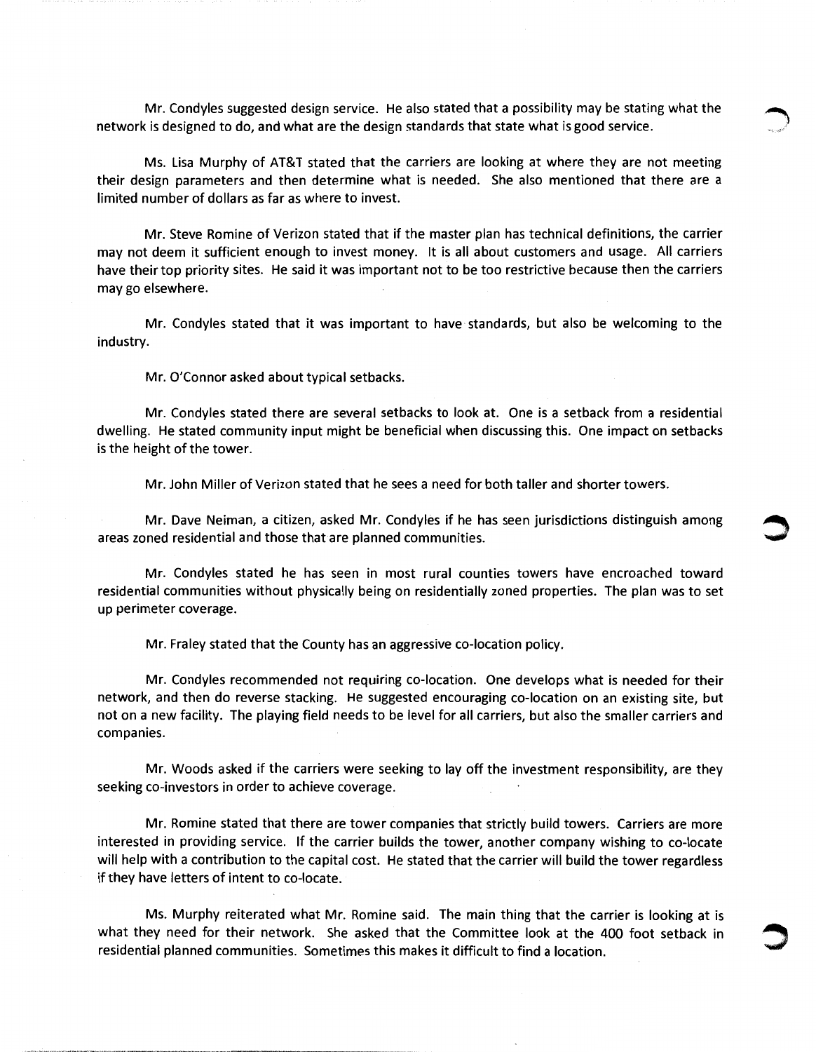Mr. Condyles suggested design service. He also stated that a possibility may be stating what the network is designed to do, and what are the design standards that state what is good service.

Ms. Lisa Murphy of AT&T stated that the carriers are looking at where they are not meeting their design parameters and then determine what is needed. She also mentioned that there are a limited number of dollars as far as where to invest.

Mr. Steve Romine of Verizon stated that if the master plan has technical definitions, the carrier may not deem it sufficient enough to invest money. It is all about customers and usage. All carriers have their top priority sites. He said it was important not to be too restrictive because then the carriers may go elsewhere.

Mr. Condyles stated that it was important to have standards, but also be welcoming to the industry.

Mr. O'Connor asked about typical setbacks.

Mr. Condyles stated there are several setbacks to look at. One is a setback from a residential dwelling. He stated community input might be beneficial when discussing this. One impact on setbacks is the height of the tower.

Mr. John Miller of Verizon stated that he sees a need for both taller and shorter towers.

Mr. Dave Neiman, a citizen, asked Mr. Condyles if he has seen jurisdictions distinguish among areas zoned residential and those that are planned communities.

Mr. Condyles stated he has seen in most rural counties towers have encroached toward residential communities without physically being on residentially zoned properties. The plan was to set up perimeter coverage.

Mr. Fraley stated that the County has an aggressive co-location policy.

Mr. Condyles recommended not requiring co-location. One develops what is needed for their network, and then do reverse stacking. He suggested encouraging co-location on an existing site, but not on a new facility. The playing field needs to be level for all carriers, but also the smaller carriers and companies.

Mr. Woods asked if the carriers were seeking to lay off the investment responsibility, are they seeking co-investors in order to achieve coverage.

Mr. Romine stated that there are tower companies that strictly build towers. Carriers are more interested in providing service. If the carrier builds the tower, another company wishing to co-locate will help with a contribution to the capital cost. He stated that the carrier will build the tower regardless if they have letters of intent to co-locate.

Ms. Murphy reiterated what Mr. Romine said. The main thing that the carrier is looking at is what they need for their network. She asked that the Committee look at the 400 foot setback in residential planned communities. Sometimes this makes it difficult to find a location.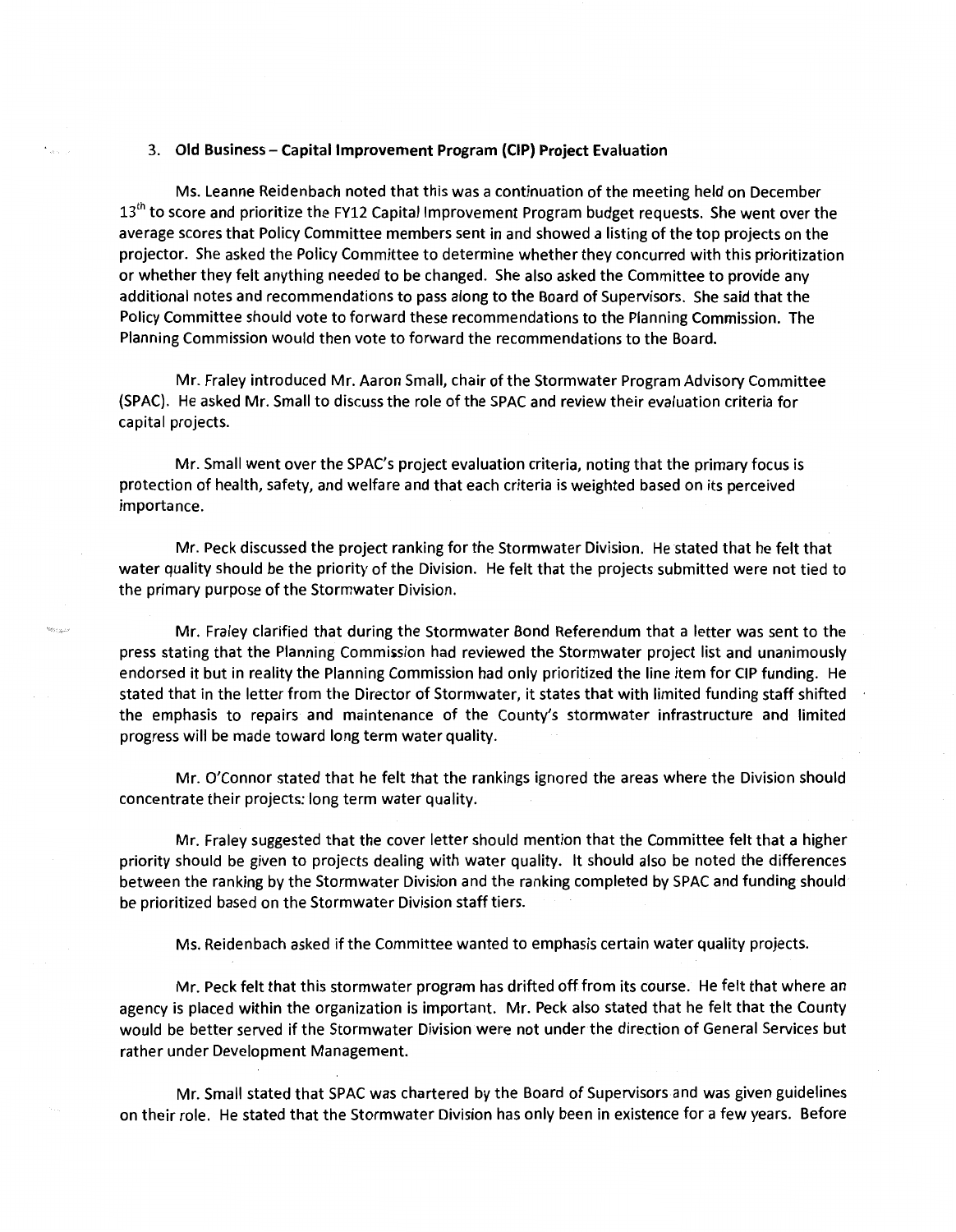3. **Old Business – Capital Improvement Program (CIP) Project Evaluation**

Ms. Leanne Reidenbach noted that this was a continuation of the meeting held on December 13th to score and prioritize the FY12 Capital Improvement Program budget requests. She went over the average scores that Policy Committee members sent in and showed a listing of the top projects on the projector. She asked the Policy Committee to determine whether they concurred with this prioritization or whether they felt anything needed to be changed. She also asked the Committee to provide any additional notes and recommendations to pass along to the Board of Supervisors. She said that the Policy Committee should vote to forward these recommendations to the Planning Commission. The Planning Commission would then vote to forward the recommendations to the Board.

Mr. Fraley introduced Mr. Aaron Small, chair of the Stormwater Program Advisory Committee (SPAC). He asked Mr. Small to discuss the role of the SPAC and review their evaluation criteria for capital projects.

Mr. Small went over the SPAC's project evaluation criteria, noting that the primary focus is protection of health, safety, and welfare and that each criteria is weighted based on its perceived importance.

Mr. Peck discussed the project ranking for the Stormwater Division. He stated that he felt that water quality should be the priority of the Division. He felt that the projects submitted were not tied to the primary purpose of the Stormwater Division.

Mr. Fraley clarified that during the Stormwater Bond Referendum that a letter was sent to the press stating that the Planning Commission had reviewed the Stormwater project list and unanimously endorsed it but in reality the Planning Commission had only prioritized the line item for CIP funding. He stated that in the letter from the Director of Stormwater, it states that with limited funding staff shifted the emphasis to repairs and maintenance of the County's stormwater infrastructure and limited progress will be made toward long term water quality.

Mr. O'Connor stated that he felt that the rankings ignored the areas where the Division should concentrate their projects: long term water quality.

Mr. Fraley suggested that the cover letter should mention that the Committee felt that a higher priority should be given to projects dealing with water quality. It should also be noted the differences between the ranking by the Stormwater Division and the ranking completed by SPAC and funding should be prioritized based on the Stormwater Division staff tiers.

Ms. Reidenbach asked if the Committee wanted to emphasis certain water quality projects.

Mr. Peck felt that this stormwater program has drifted off from its course. He felt that where an agency is placed within the organization is important. Mr. Peck also stated that he felt that the County would be better served if the Stormwater Division were not under the direction of General Services but rather under Development Management.

Mr. Small stated that SPAC was chartered by the Board of Supervisors and was given guidelines on their role. He stated that the Stormwater Division has only been in existence for a few years. Before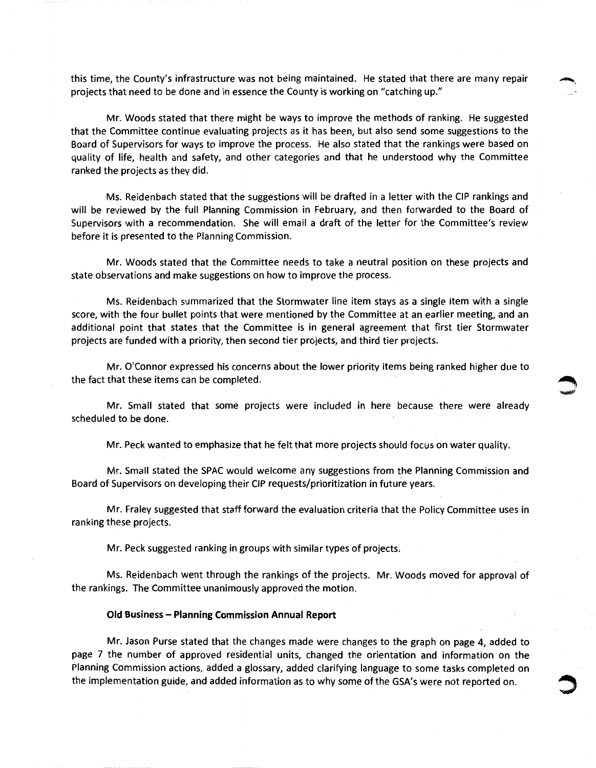this time, the County's infrastructure was not being maintained. He stated that there are many repair projects that need to be done and in essence the County is working on "catching up."

Mr. Woods stated that there might be ways to improve the methods of ranking. He suggested that the Committee continue evaluating projects as it has been, but also send some suggestions to the Board of Supervisors for ways to improve the process. He also stated that the rankings were based on quality of life, health and safety, and other categories and that he understood why the Committee ranked the projects as they did.

Ms. Reidenbach stated that the suggestions will be drafted in a letter with the CIP rankings and will be reviewed by the full Planning Commission in February, and then forwarded to the Board of Supervisors with a recommendation. She will email a draft of the letter for the Committee's review before it is presented to the Planning Commission.

Mr. Woods stated that the Committee needs to take a neutral position on these projects and state observations and make suggestions on how to improve the process.

Ms. Reidenbach summarized that the Stormwater line item stays as a single item with a single score, with the four bullet points that were mentioned by the Committee at an earlier meeting, and an additional point that states that the Committee is in general agreement that first tier Stormwater projects are funded with a priority, then second tier projects, and third tier projects.

Mr. O'Connor expressed his concerns about the lower priority items being ranked higher due to the fact that these items can be completed.

Mr. Small stated that some projects were included in here because there were already scheduled to be done.

Mr. Peck wanted to emphasize that he felt that more projects should focus on water quality.

Mr. Small stated the SPAC would welcome any suggestions from the Planning Commission and Board of Supervisors on developing their CIP requests/prioritization in future years.

Mr. Fraley suggested that staff forward the evaluation criteria that the Policy Committee uses in ranking these projects.

Mr. Peck suggested ranking in groups with similar types of projects.

Ms. Reidenbach went through the rankings of the projects. Mr. Woods moved for approval of the rankings. The Committee unanimously approved the motion.

**Old Business – Planning Commission Annual Report**

Mr. Jason Purse stated that the changes made were changes to the graph on page 4, added to page 7 the number of approved residential units, changed the orientation and information on the Planning Commission actions, added a glossary, added clarifying language to some tasks completed on the implementation guide, and added information as to why some of the GSA's were not reported on.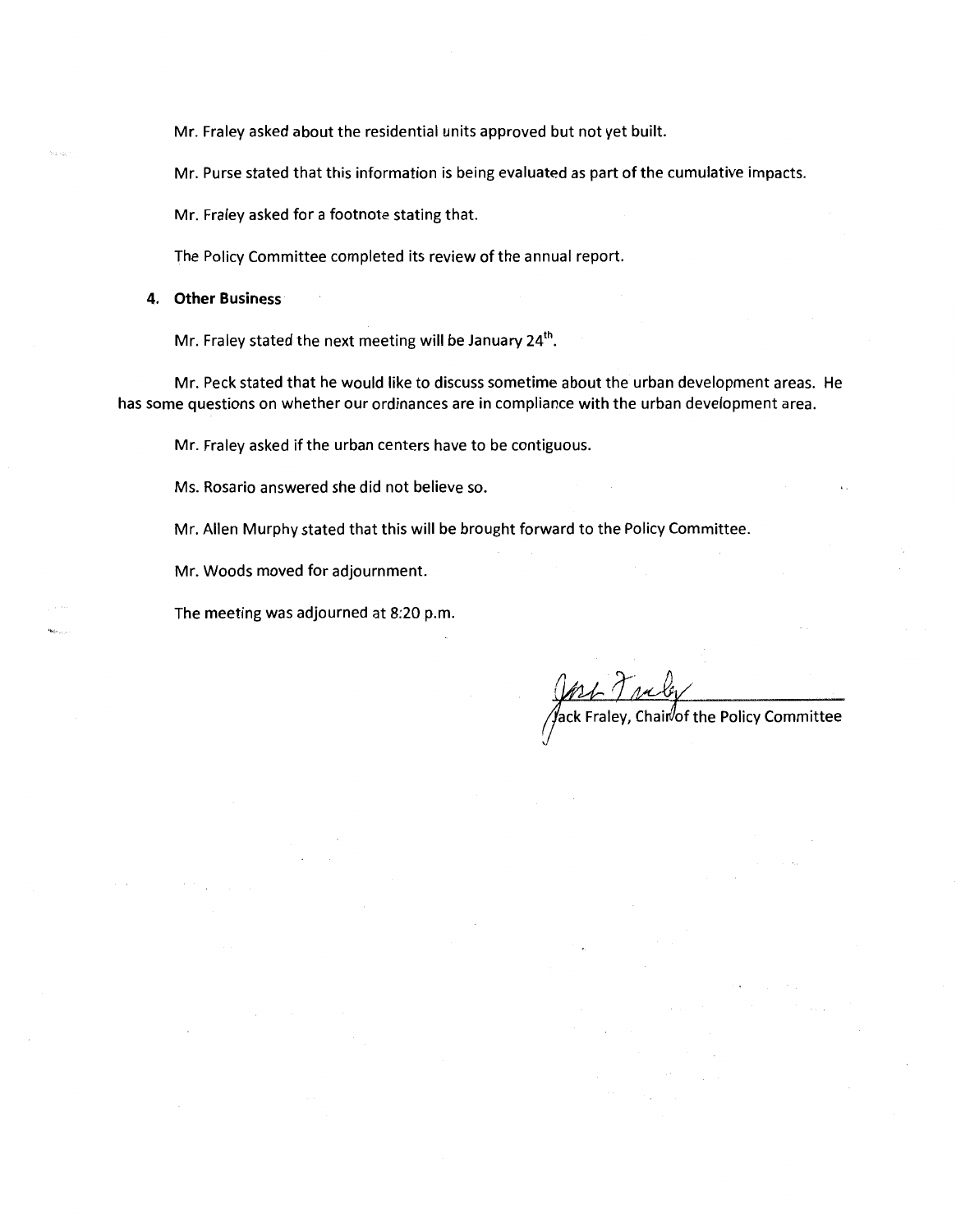Mr. Fraley asked about the residential units approved but not yet built.

Mr. Purse stated that this information is being evaluated as part of the cumulative impacts.

Mr. Fraley asked for a footnote stating that.

The Policy Committee completed its review of the annual report.

**4. Other Business**

Mr. Fraley stated the next meeting will be January 24th.

Mr. Peck stated that he would like to discuss sometime about the urban development areas. He has some questions on whether our ordinances are in compliance with the urban development area.

Mr. Fraley asked if the urban centers have to be contiguous.

Ms. Rosario answered she did not believe so.

Mr. Allen Murphy stated that this will be brought forward to the Policy Committee.

Mr. Woods moved for adjournment.

The meeting was adjourned at 8:20 p.m.

Jack Fraley, Chair of the Policy Committee